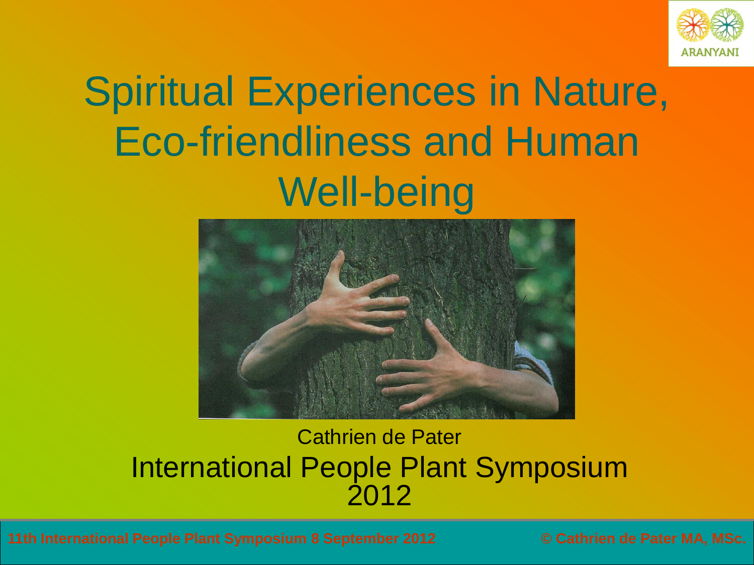# Spiritual Experiences in Nature, Eco-friendliness and Human Well-being

Cathrien de Pater

International People Plant Symposium 2012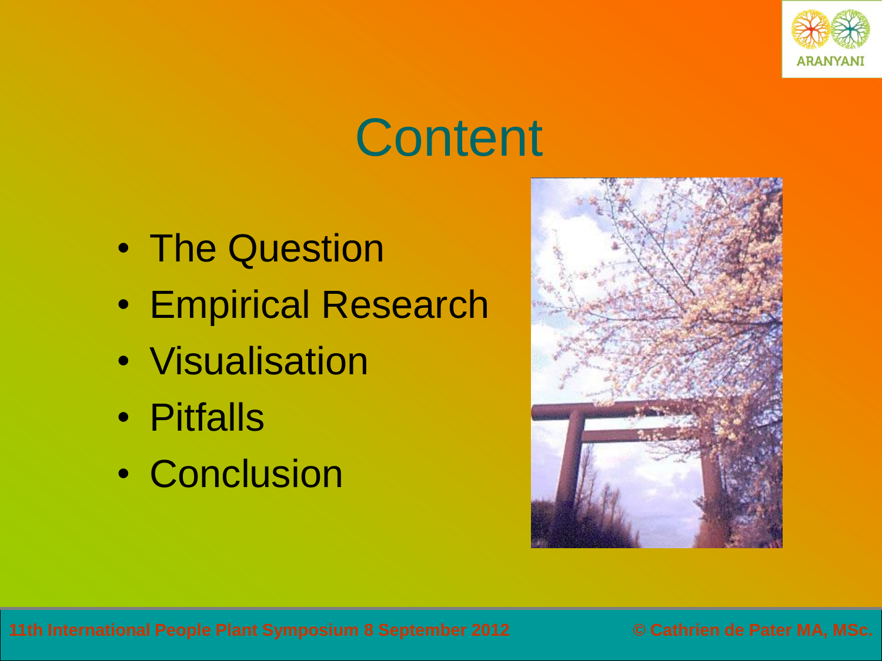# Content

- The Question
- Empirical Research
- Visualisation
- Pitfalls
- Conclusion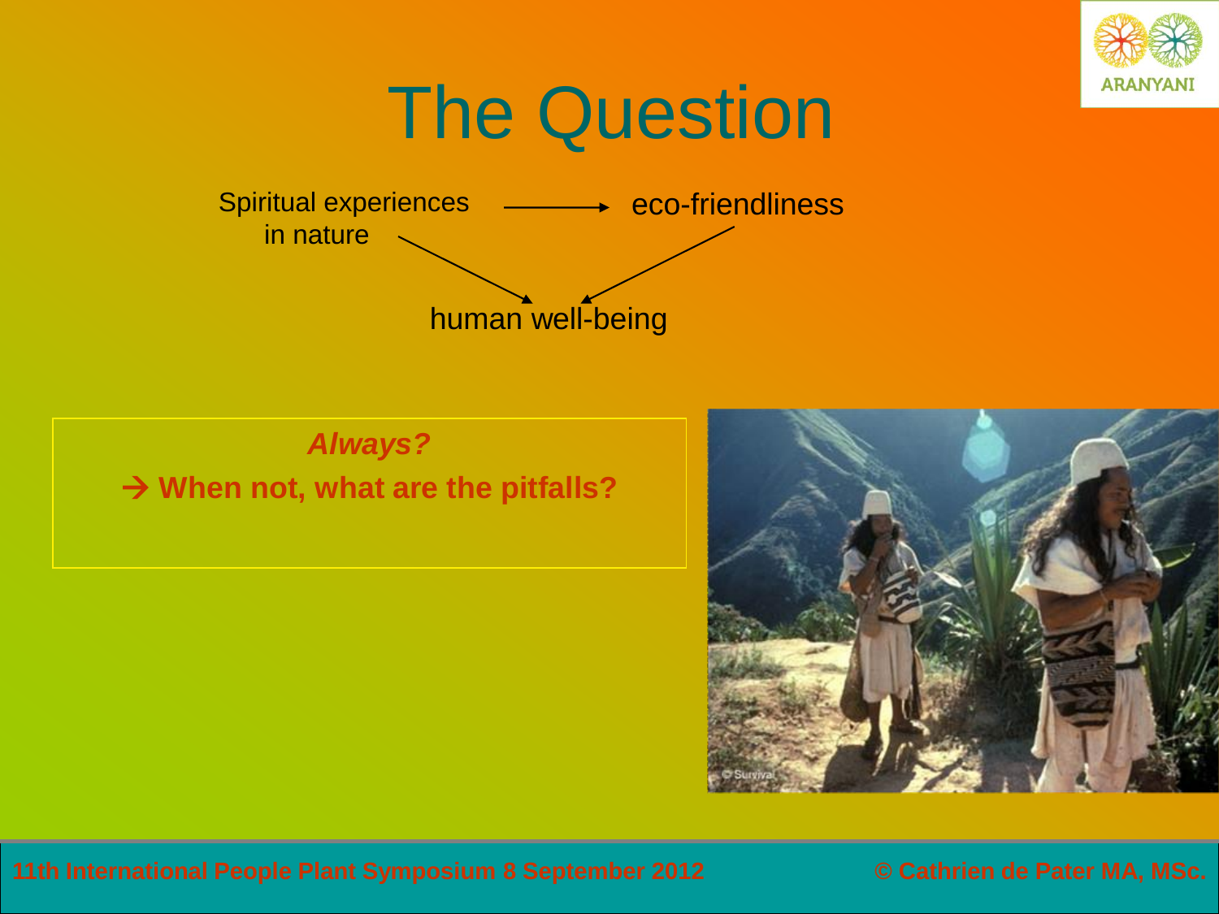# The Question

Spiritual experiences in nature → eco-friendliness

Spiritual experiences in nature → human well-being

eco-friendliness → human well-being

***Always?***

**→ When not, what are the pitfalls?**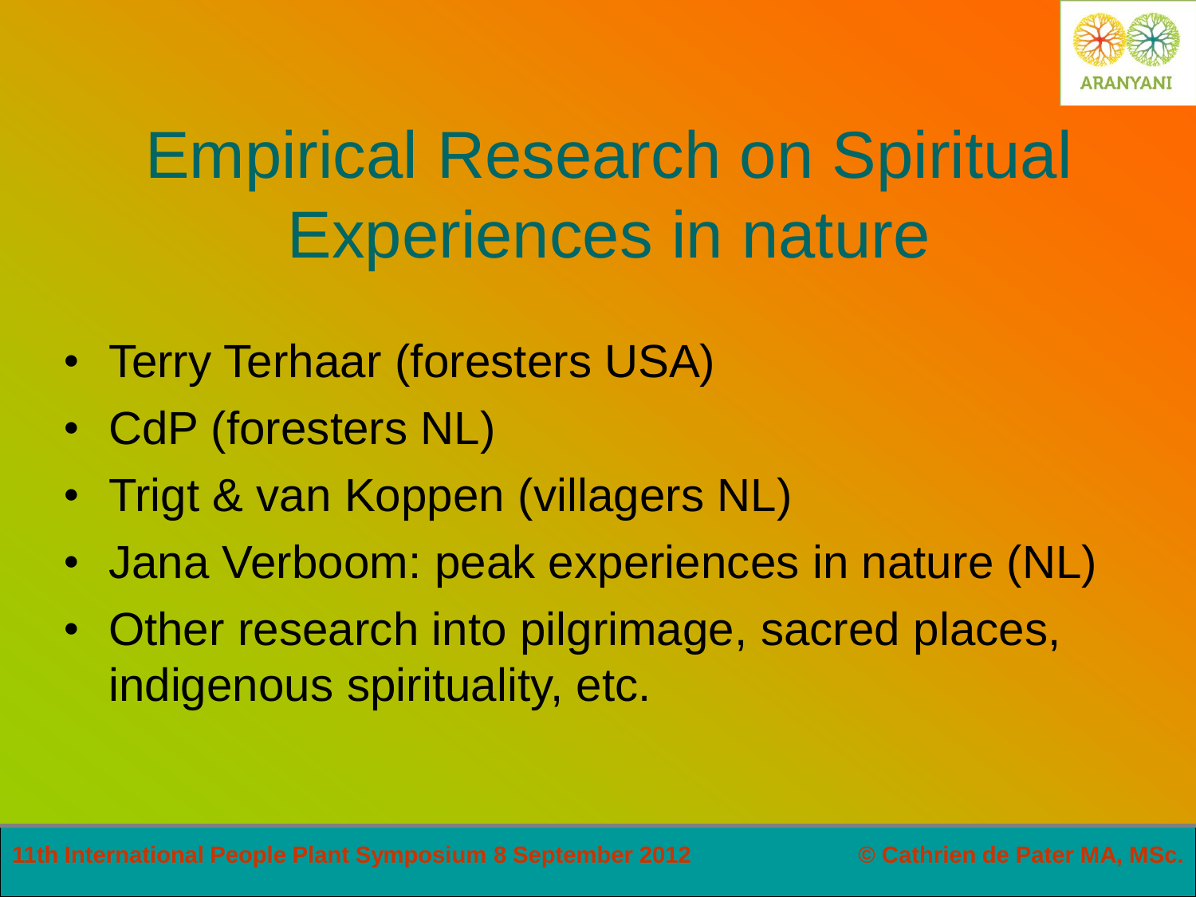# Empirical Research on Spiritual Experiences in nature

- Terry Terhaar (foresters USA)
- CdP (foresters NL)
- Trigt & van Koppen (villagers NL)
- Jana Verboom: peak experiences in nature (NL)
- Other research into pilgrimage, sacred places, indigenous spirituality, etc.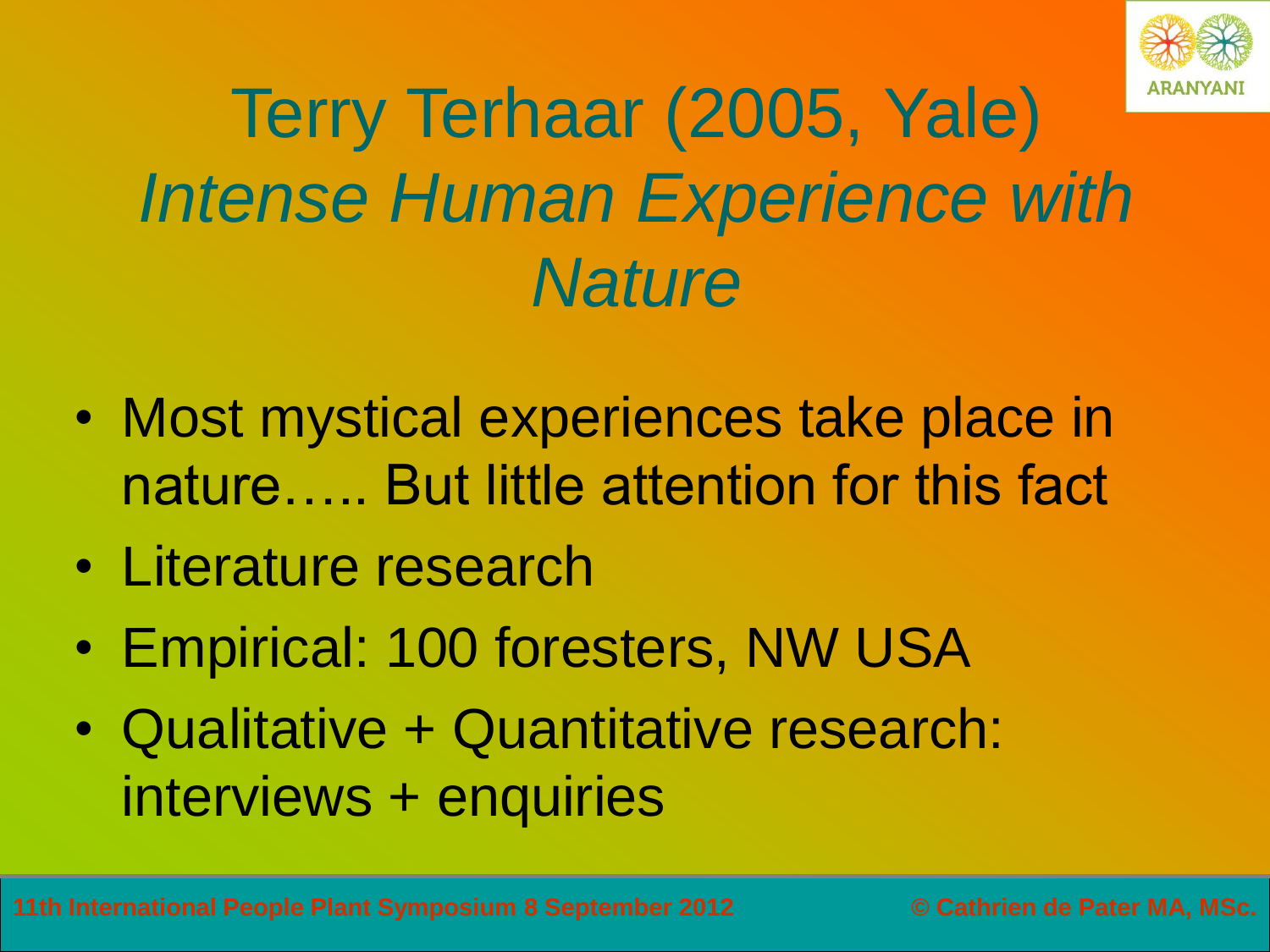# Terry Terhaar (2005, Yale) *Intense Human Experience with Nature*

- Most mystical experiences take place in nature….. But little attention for this fact
- Literature research
- Empirical: 100 foresters, NW USA
- Qualitative + Quantitative research: interviews + enquiries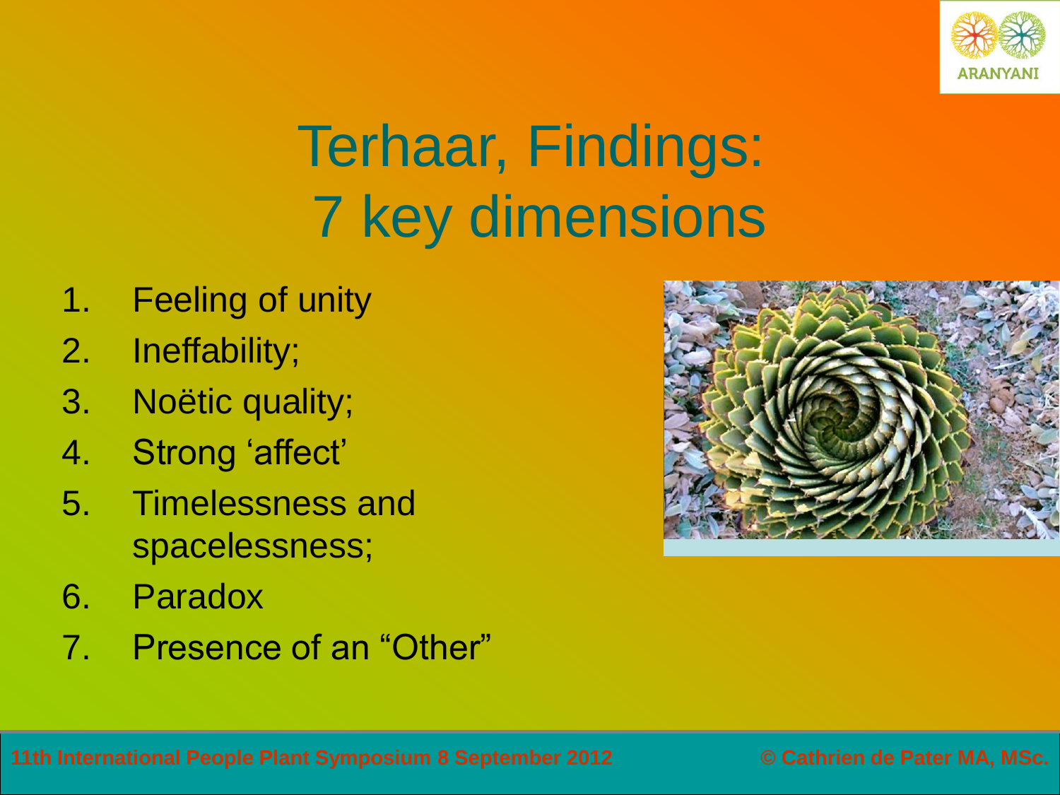# Terhaar, Findings: 7 key dimensions

1. Feeling of unity
2. Ineffability;
3. Noëtic quality;
4. Strong 'affect'
5. Timelessness and spacelessness;
6. Paradox
7. Presence of an "Other"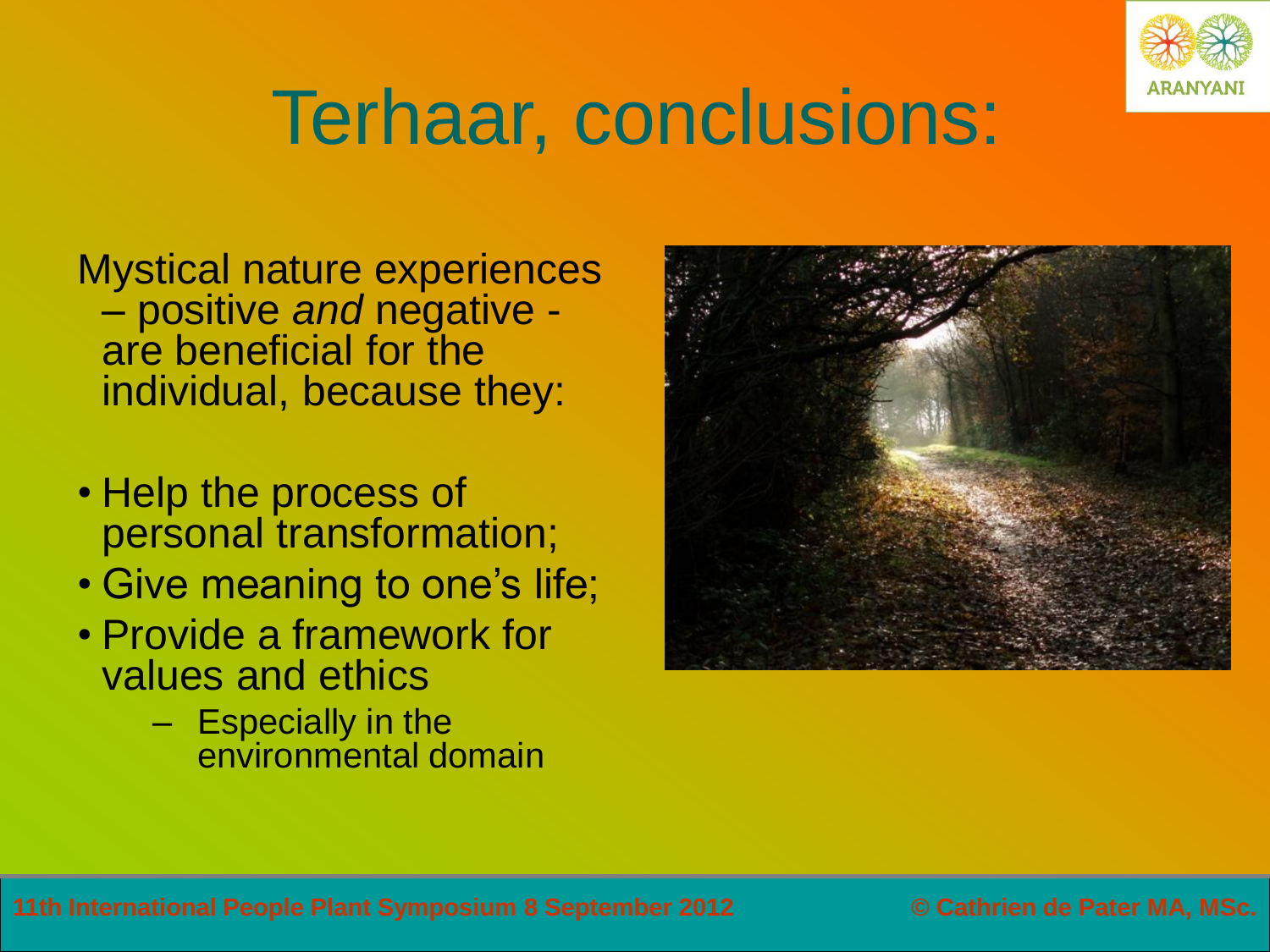# Terhaar, conclusions:

Mystical nature experiences – positive *and* negative - are beneficial for the individual, because they:

- Help the process of personal transformation;
- Give meaning to one's life;
- Provide a framework for values and ethics
  - Especially in the environmental domain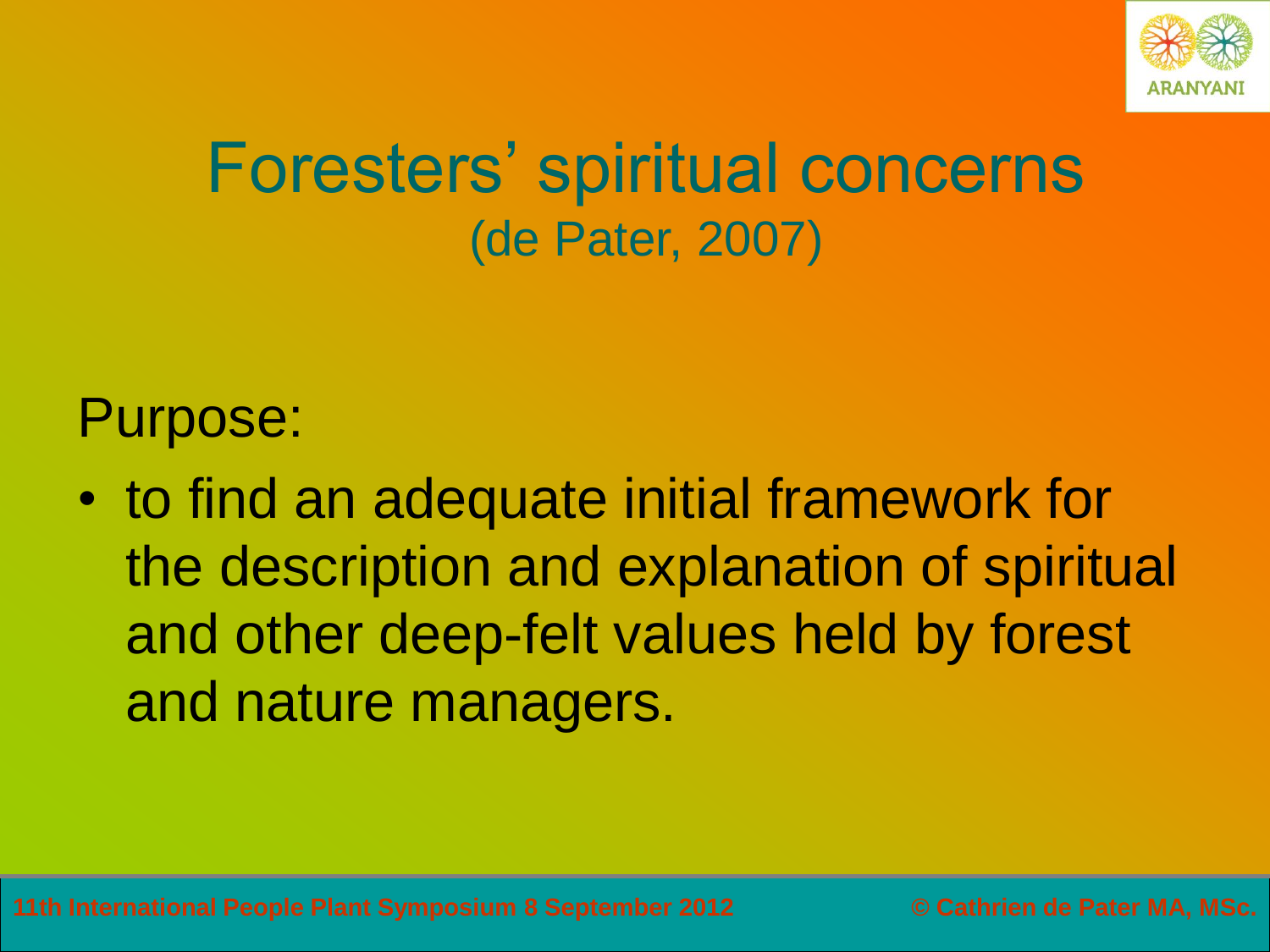# Foresters' spiritual concerns
(de Pater, 2007)

Purpose:

- to find an adequate initial framework for the description and explanation of spiritual and other deep-felt values held by forest and nature managers.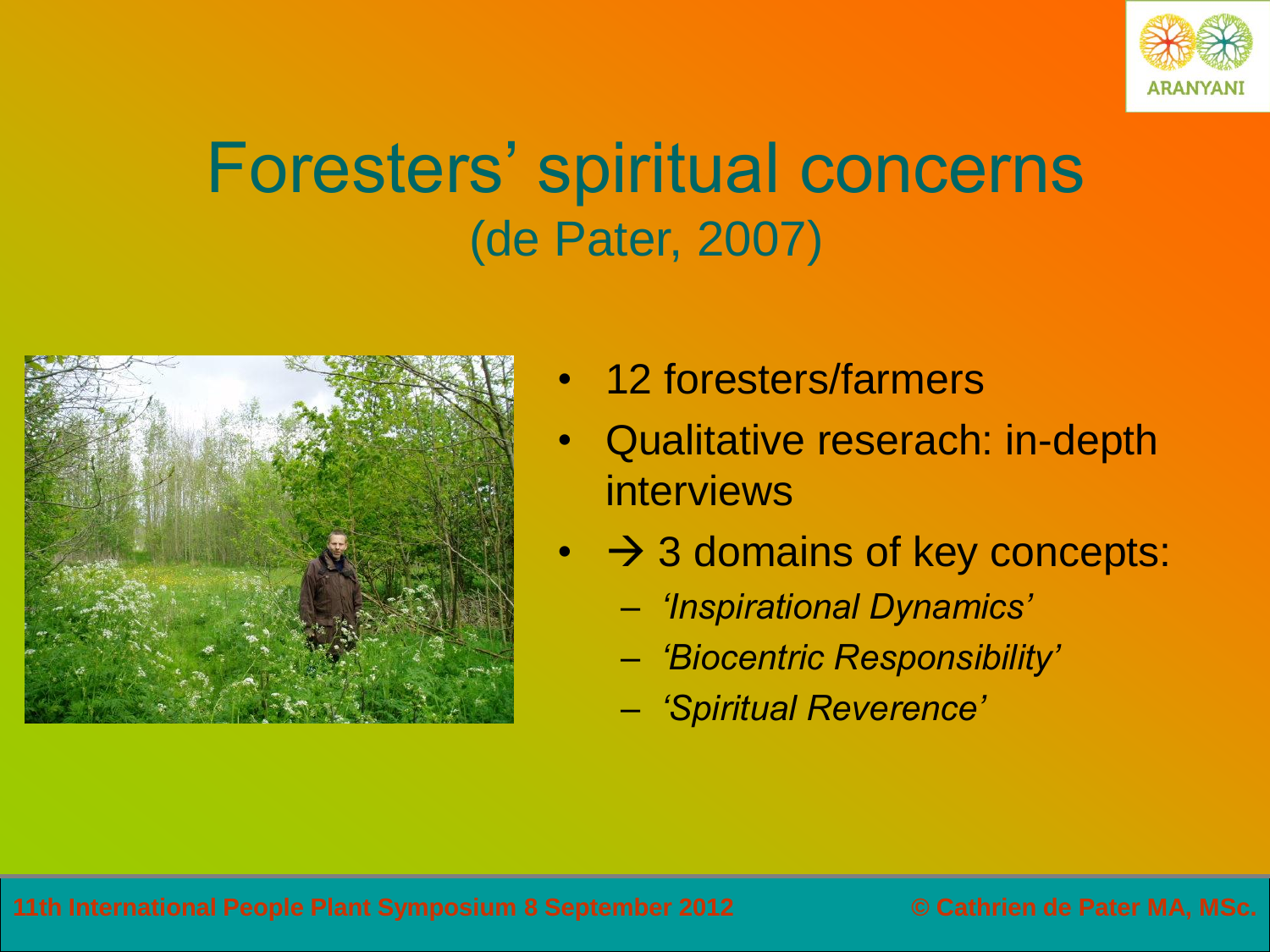# Foresters' spiritual concerns
## (de Pater, 2007)

- 12 foresters/farmers
- Qualitative reserach: in-depth interviews
- → 3 domains of key concepts:
  - *'Inspirational Dynamics'*
  - *'Biocentric Responsibility'*
  - *'Spiritual Reverence'*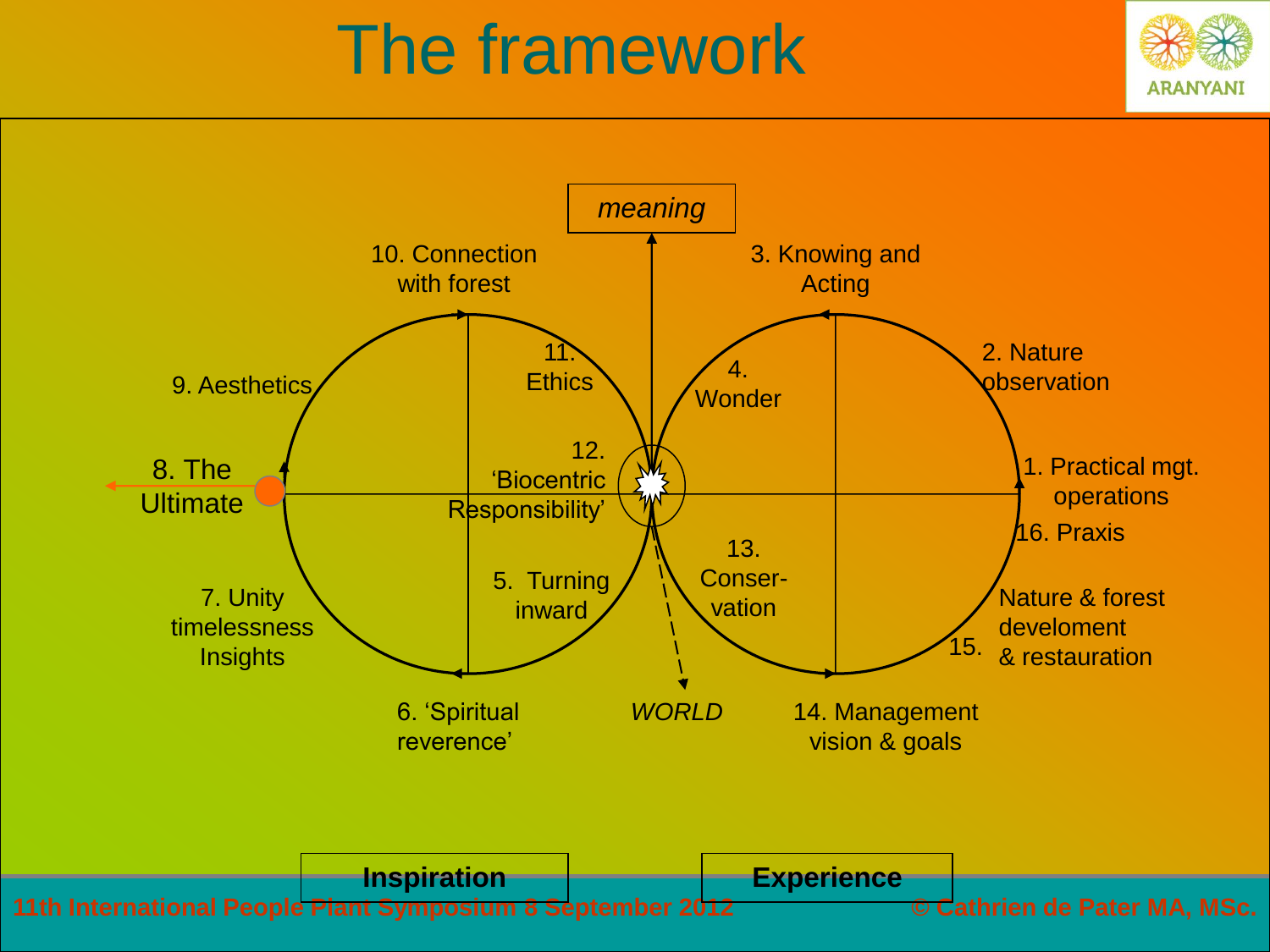# The framework

*meaning*

10. Connection with forest

3. Knowing and Acting

9. Aesthetics

11. Ethics

4. Wonder

2. Nature observation

8. The Ultimate

12. 'Biocentric Responsibility'

1. Practical mgt. operations

16. Praxis

7. Unity timelessness Insights

5. Turning inward

13. Conser-vation

15. Nature & forest develoment & restauration

6. 'Spiritual reverence'

*WORLD*

14. Management vision & goals

**Inspiration**

**Experience**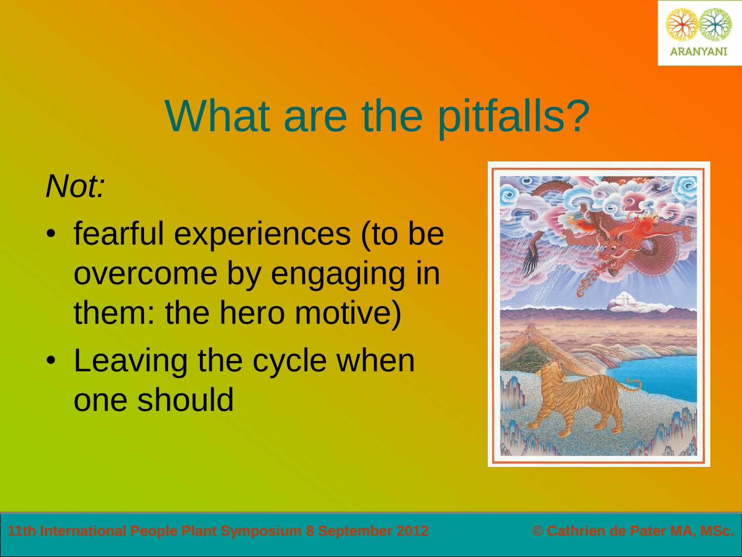# What are the pitfalls?

*Not:*

- fearful experiences (to be overcome by engaging in them: the hero motive)
- Leaving the cycle when one should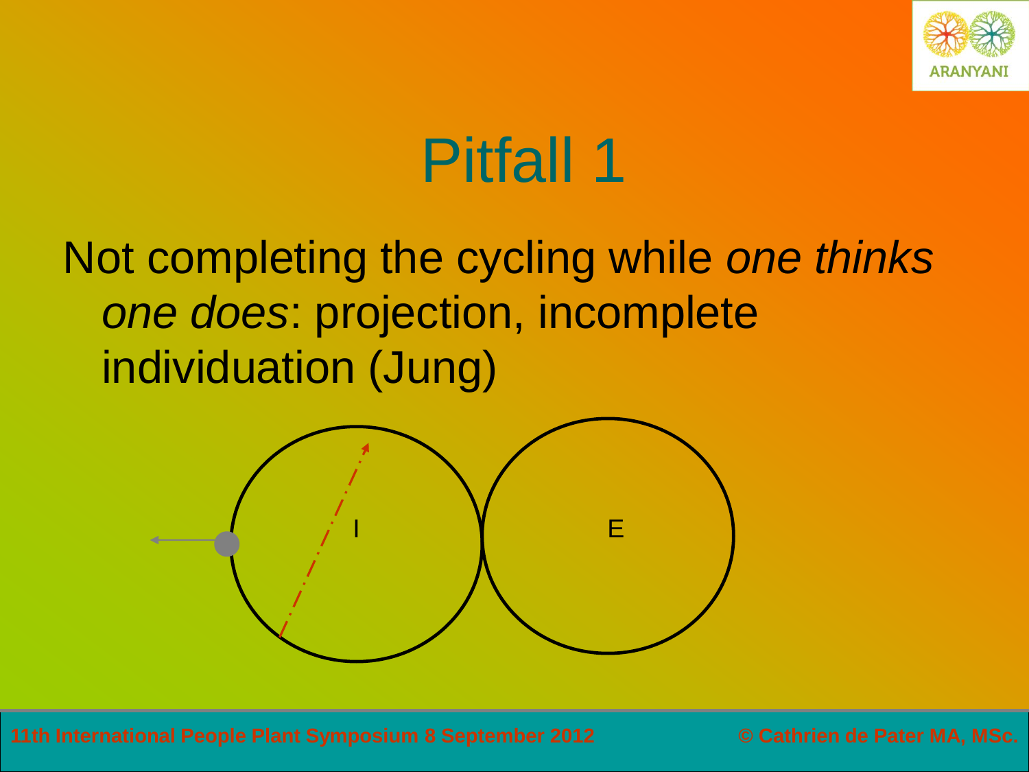# Pitfall 1

Not completing the cycling while *one thinks one does*: projection, incomplete individuation (Jung)

I

E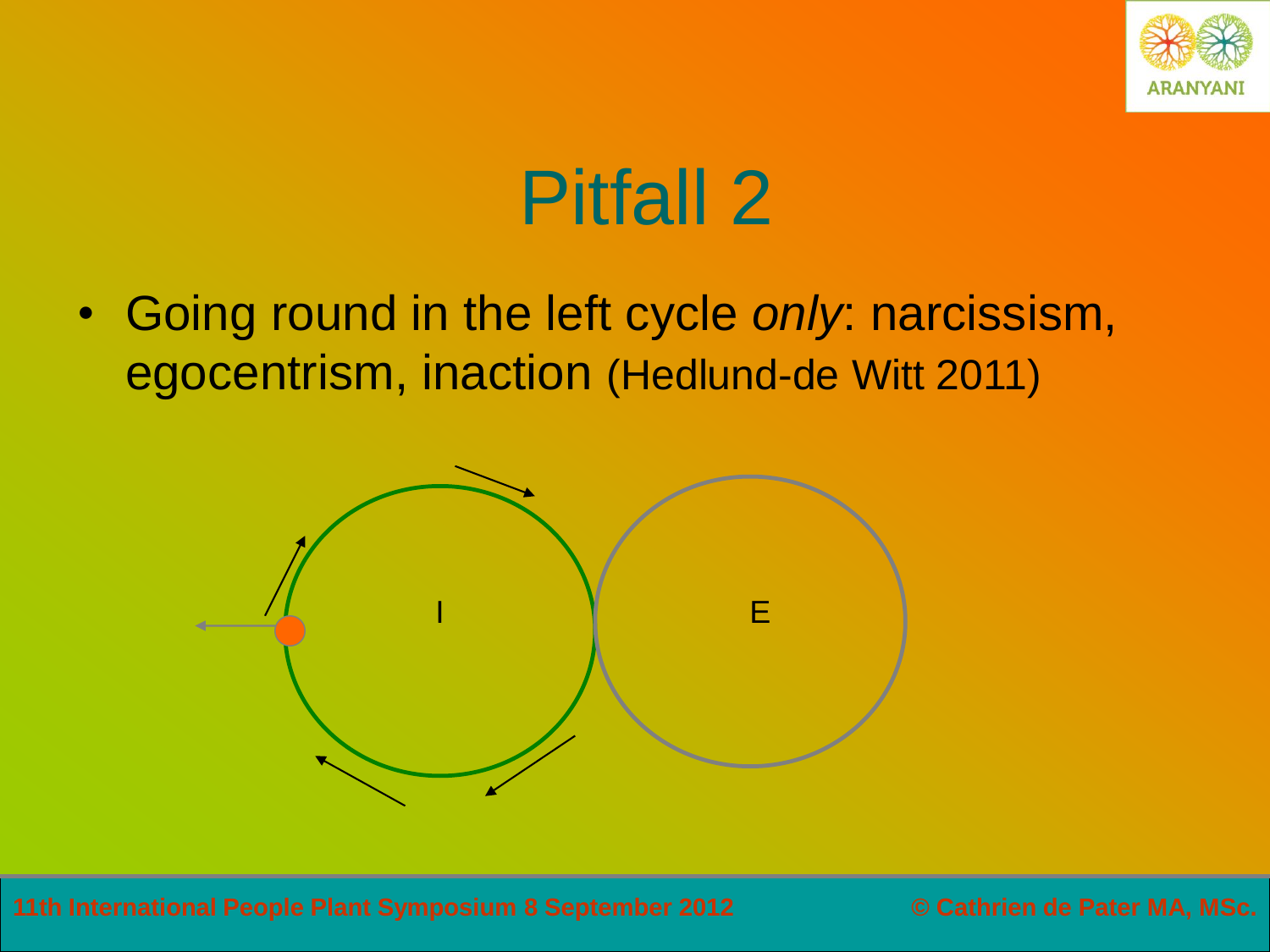# Pitfall 2

- Going round in the left cycle *only*: narcissism, egocentrism, inaction (Hedlund-de Witt 2011)

I

E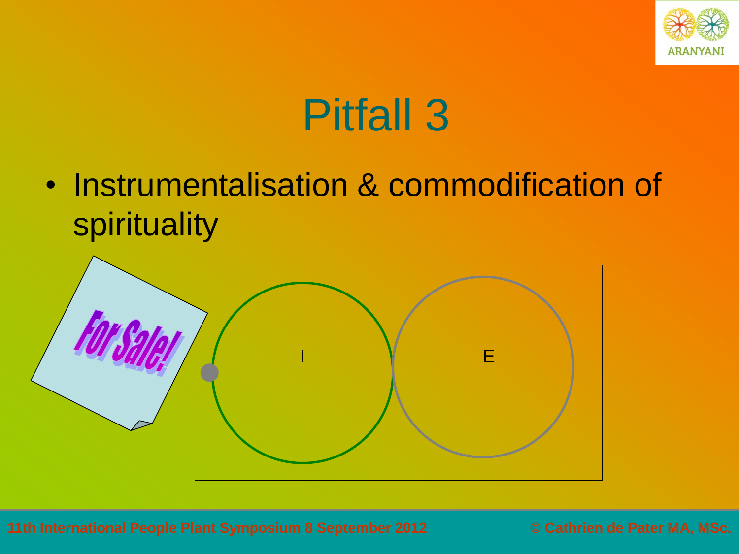# Pitfall 3

- Instrumentalisation & commodification of spirituality

For Sale!

I

E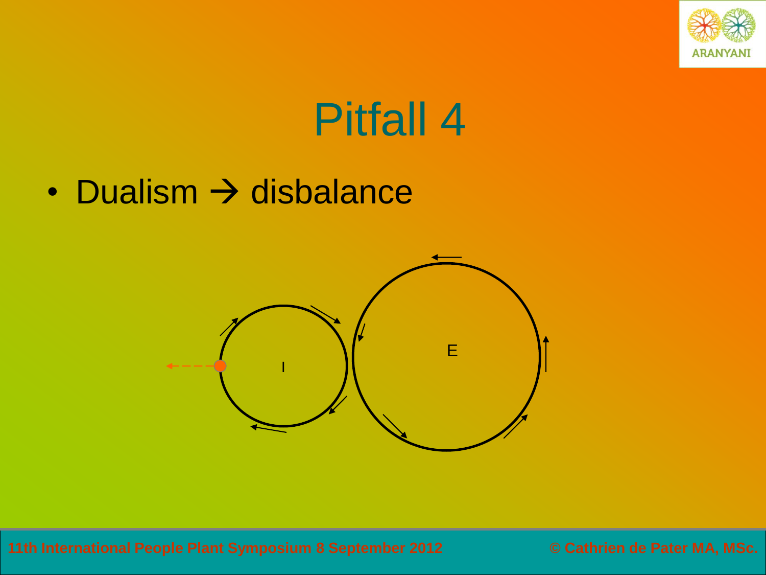# Pitfall 4

- Dualism → disbalance

I

E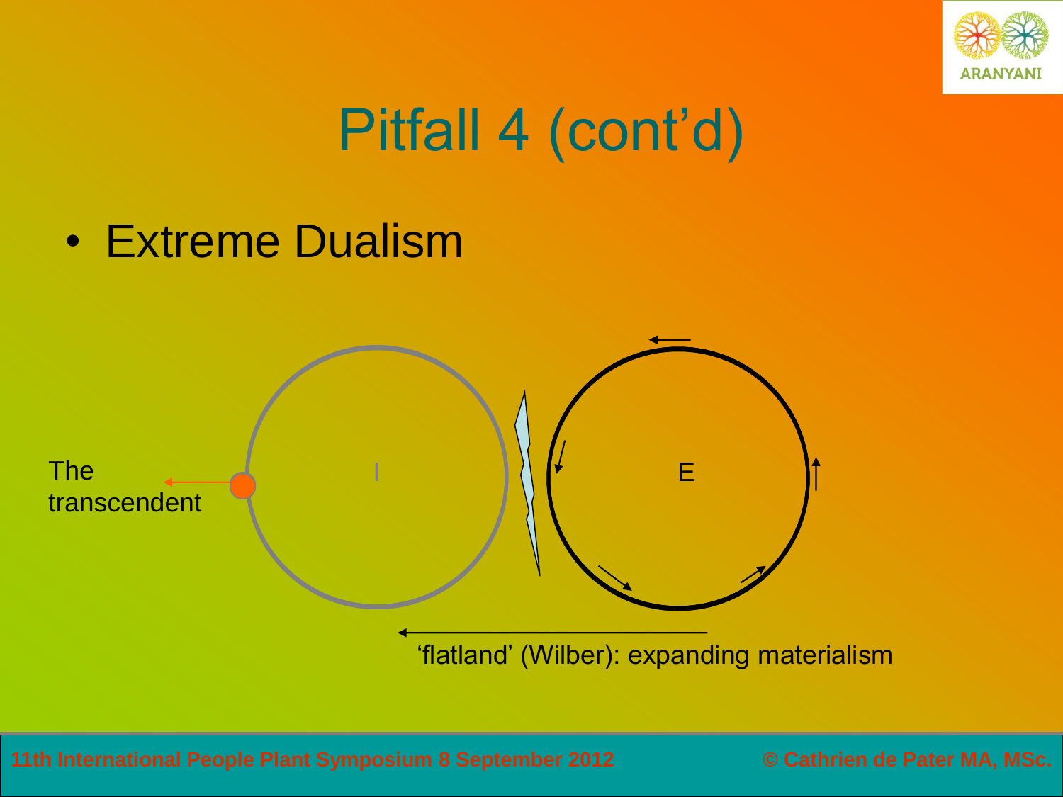# Pitfall 4 (cont'd)

- Extreme Dualism

The transcendent

I

E

'flatland' (Wilber): expanding materialism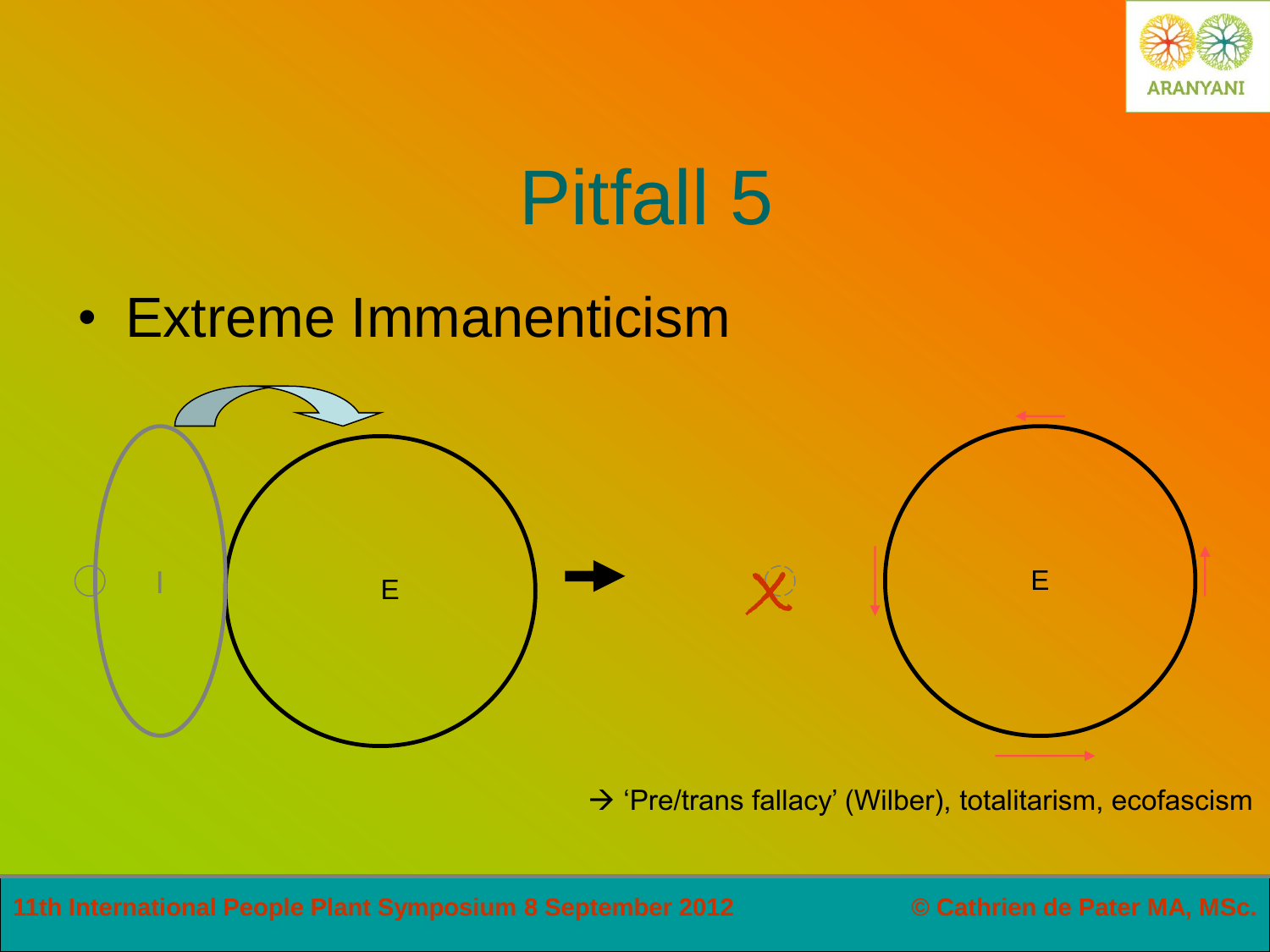# Pitfall 5

- Extreme Immanenticism

I

E

E

→ 'Pre/trans fallacy' (Wilber), totalitarism, ecofascism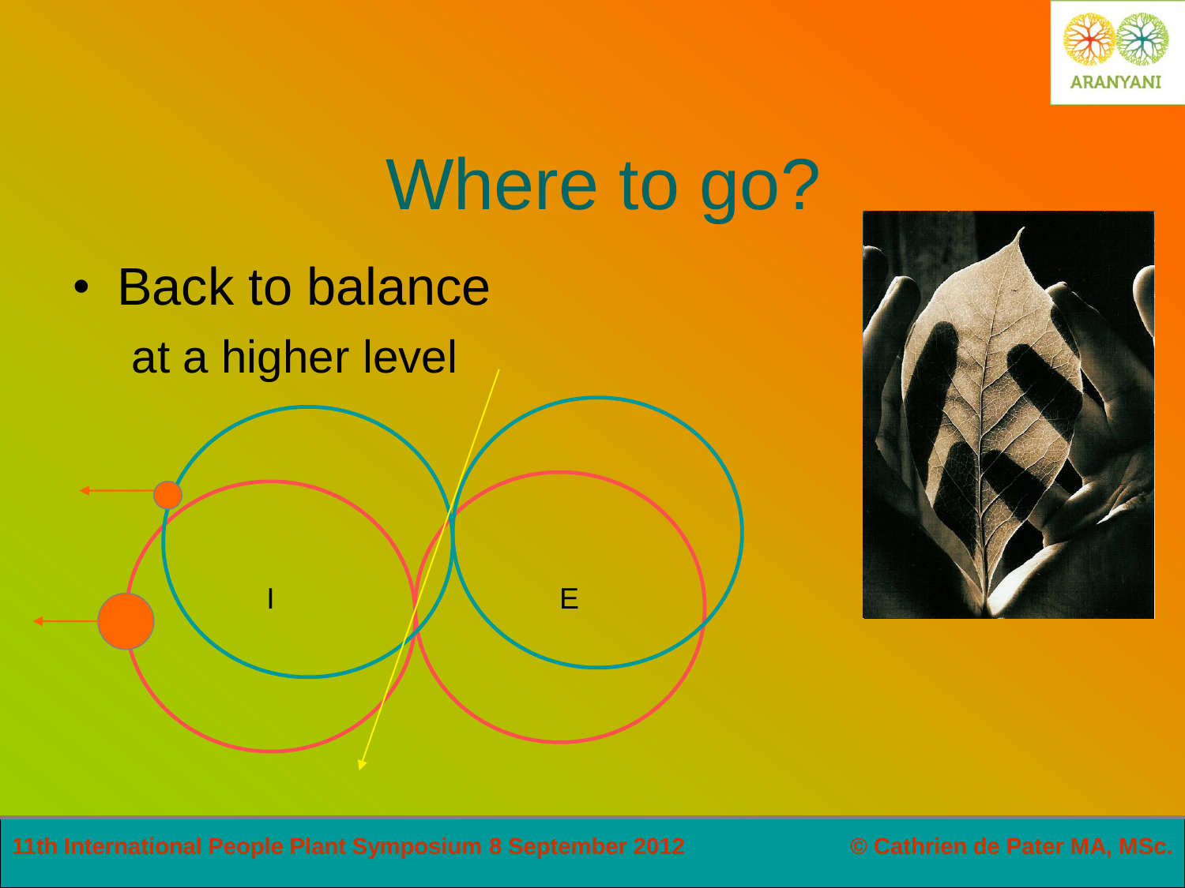# Where to go?

- Back to balance
  at a higher level

I

E